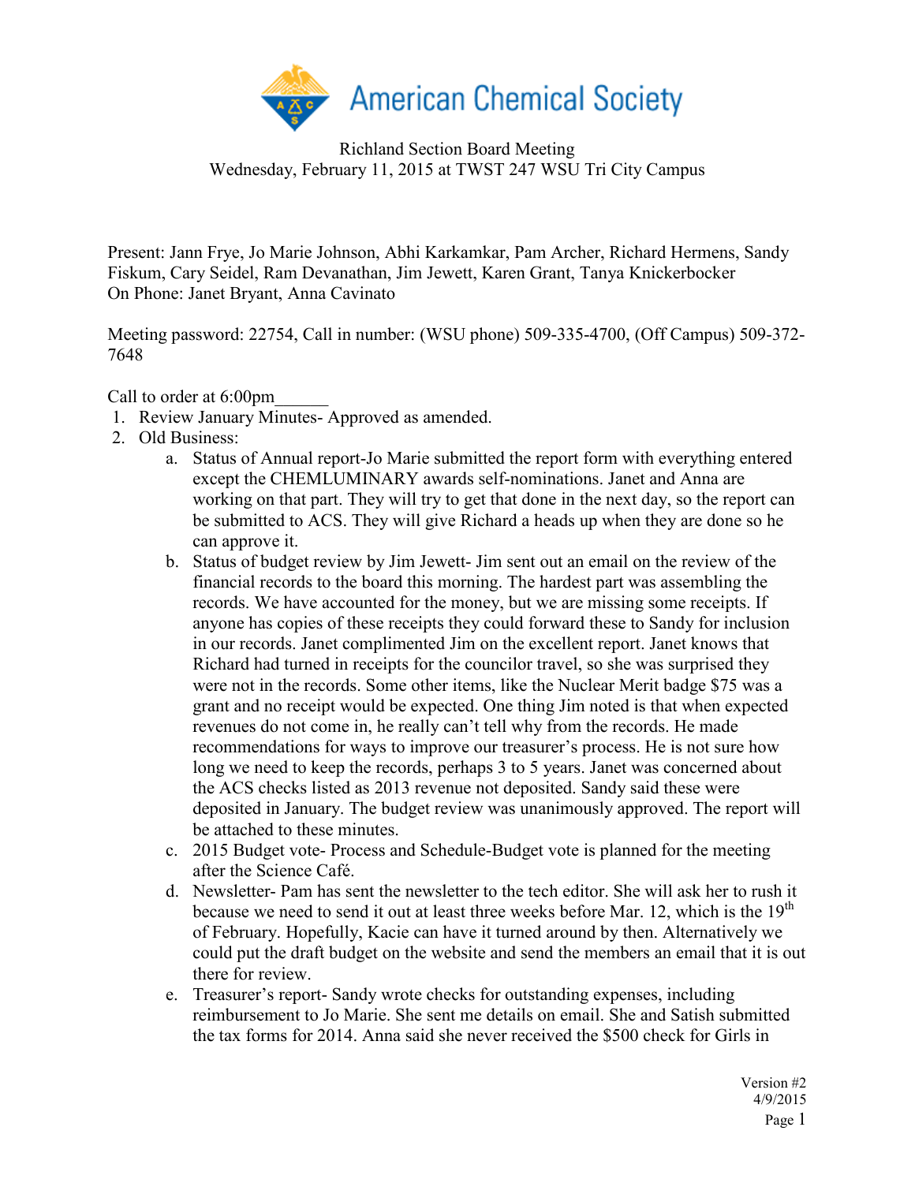American Chemical Society

Richland Section Board Meeting
Wednesday, February 11, 2015 at TWST 247 WSU Tri City Campus

Present: Jann Frye, Jo Marie Johnson, Abhi Karkamkar, Pam Archer, Richard Hermens, Sandy Fiskum, Cary Seidel, Ram Devanathan, Jim Jewett, Karen Grant, Tanya Knickerbocker
On Phone: Janet Bryant, Anna Cavinato

Meeting password: 22754, Call in number: (WSU phone) 509-335-4700, (Off Campus) 509-372-7648

Call to order at 6:00pm______

1. Review January Minutes- Approved as amended.
2. Old Business:
   a. Status of Annual report-Jo Marie submitted the report form with everything entered except the CHEMLUMINARY awards self-nominations. Janet and Anna are working on that part. They will try to get that done in the next day, so the report can be submitted to ACS. They will give Richard a heads up when they are done so he can approve it.
   b. Status of budget review by Jim Jewett- Jim sent out an email on the review of the financial records to the board this morning. The hardest part was assembling the records. We have accounted for the money, but we are missing some receipts. If anyone has copies of these receipts they could forward these to Sandy for inclusion in our records. Janet complimented Jim on the excellent report. Janet knows that Richard had turned in receipts for the councilor travel, so she was surprised they were not in the records. Some other items, like the Nuclear Merit badge $75 was a grant and no receipt would be expected. One thing Jim noted is that when expected revenues do not come in, he really can't tell why from the records. He made recommendations for ways to improve our treasurer's process. He is not sure how long we need to keep the records, perhaps 3 to 5 years. Janet was concerned about the ACS checks listed as 2013 revenue not deposited. Sandy said these were deposited in January. The budget review was unanimously approved. The report will be attached to these minutes.
   c. 2015 Budget vote- Process and Schedule-Budget vote is planned for the meeting after the Science Café.
   d. Newsletter- Pam has sent the newsletter to the tech editor. She will ask her to rush it because we need to send it out at least three weeks before Mar. 12, which is the 19th of February. Hopefully, Kacie can have it turned around by then. Alternatively we could put the draft budget on the website and send the members an email that it is out there for review.
   e. Treasurer's report- Sandy wrote checks for outstanding expenses, including reimbursement to Jo Marie. She sent me details on email. She and Satish submitted the tax forms for 2014. Anna said she never received the $500 check for Girls in

Version #2
4/9/2015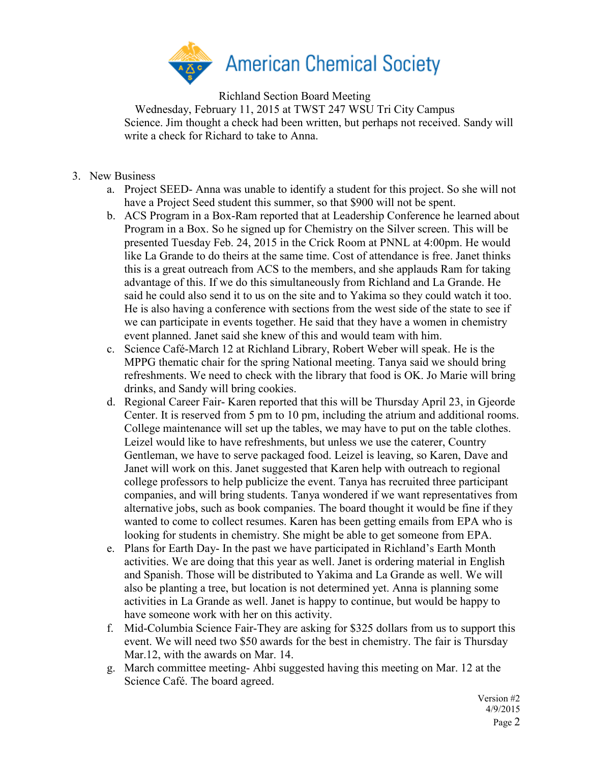Richland Section Board Meeting

Wednesday, February 11, 2015 at TWST 247 WSU Tri City Campus

Science. Jim thought a check had been written, but perhaps not received. Sandy will write a check for Richard to take to Anna.

3. New Business
   a. Project SEED- Anna was unable to identify a student for this project. So she will not have a Project Seed student this summer, so that $900 will not be spent.
   b. ACS Program in a Box-Ram reported that at Leadership Conference he learned about Program in a Box. So he signed up for Chemistry on the Silver screen. This will be presented Tuesday Feb. 24, 2015 in the Crick Room at PNNL at 4:00pm. He would like La Grande to do theirs at the same time. Cost of attendance is free. Janet thinks this is a great outreach from ACS to the members, and she applauds Ram for taking advantage of this. If we do this simultaneously from Richland and La Grande. He said he could also send it to us on the site and to Yakima so they could watch it too. He is also having a conference with sections from the west side of the state to see if we can participate in events together. He said that they have a women in chemistry event planned. Janet said she knew of this and would team with him.
   c. Science Café-March 12 at Richland Library, Robert Weber will speak. He is the MPPG thematic chair for the spring National meeting. Tanya said we should bring refreshments. We need to check with the library that food is OK. Jo Marie will bring drinks, and Sandy will bring cookies.
   d. Regional Career Fair- Karen reported that this will be Thursday April 23, in Gjeorde Center. It is reserved from 5 pm to 10 pm, including the atrium and additional rooms. College maintenance will set up the tables, we may have to put on the table clothes. Leizel would like to have refreshments, but unless we use the caterer, Country Gentleman, we have to serve packaged food. Leizel is leaving, so Karen, Dave and Janet will work on this. Janet suggested that Karen help with outreach to regional college professors to help publicize the event. Tanya has recruited three participant companies, and will bring students. Tanya wondered if we want representatives from alternative jobs, such as book companies. The board thought it would be fine if they wanted to come to collect resumes. Karen has been getting emails from EPA who is looking for students in chemistry. She might be able to get someone from EPA.
   e. Plans for Earth Day- In the past we have participated in Richland's Earth Month activities. We are doing that this year as well. Janet is ordering material in English and Spanish. Those will be distributed to Yakima and La Grande as well. We will also be planting a tree, but location is not determined yet. Anna is planning some activities in La Grande as well. Janet is happy to continue, but would be happy to have someone work with her on this activity.
   f. Mid-Columbia Science Fair-They are asking for $325 dollars from us to support this event. We will need two $50 awards for the best in chemistry. The fair is Thursday Mar.12, with the awards on Mar. 14.
   g. March committee meeting- Ahbi suggested having this meeting on Mar. 12 at the Science Café. The board agreed.

Version #2
4/9/2015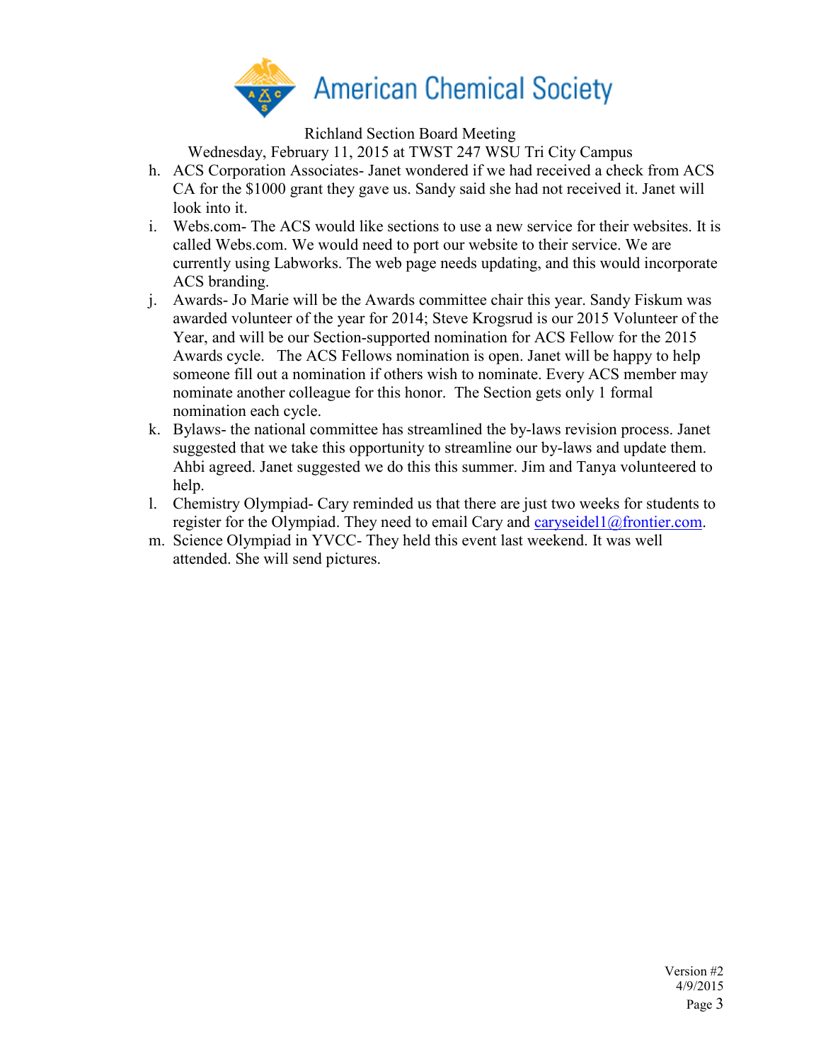Richland Section Board Meeting

Wednesday, February 11, 2015 at TWST 247 WSU Tri City Campus

h. ACS Corporation Associates- Janet wondered if we had received a check from ACS CA for the $1000 grant they gave us. Sandy said she had not received it. Janet will look into it.
i. Webs.com- The ACS would like sections to use a new service for their websites. It is called Webs.com. We would need to port our website to their service. We are currently using Labworks. The web page needs updating, and this would incorporate ACS branding.
j. Awards- Jo Marie will be the Awards committee chair this year. Sandy Fiskum was awarded volunteer of the year for 2014; Steve Krogsrud is our 2015 Volunteer of the Year, and will be our Section-supported nomination for ACS Fellow for the 2015 Awards cycle. The ACS Fellows nomination is open. Janet will be happy to help someone fill out a nomination if others wish to nominate. Every ACS member may nominate another colleague for this honor. The Section gets only 1 formal nomination each cycle.
k. Bylaws- the national committee has streamlined the by-laws revision process. Janet suggested that we take this opportunity to streamline our by-laws and update them. Ahbi agreed. Janet suggested we do this this summer. Jim and Tanya volunteered to help.
l. Chemistry Olympiad- Cary reminded us that there are just two weeks for students to register for the Olympiad. They need to email Cary and caryseidel1@frontier.com.
m. Science Olympiad in YVCC- They held this event last weekend. It was well attended. She will send pictures.

Version #2
4/9/2015